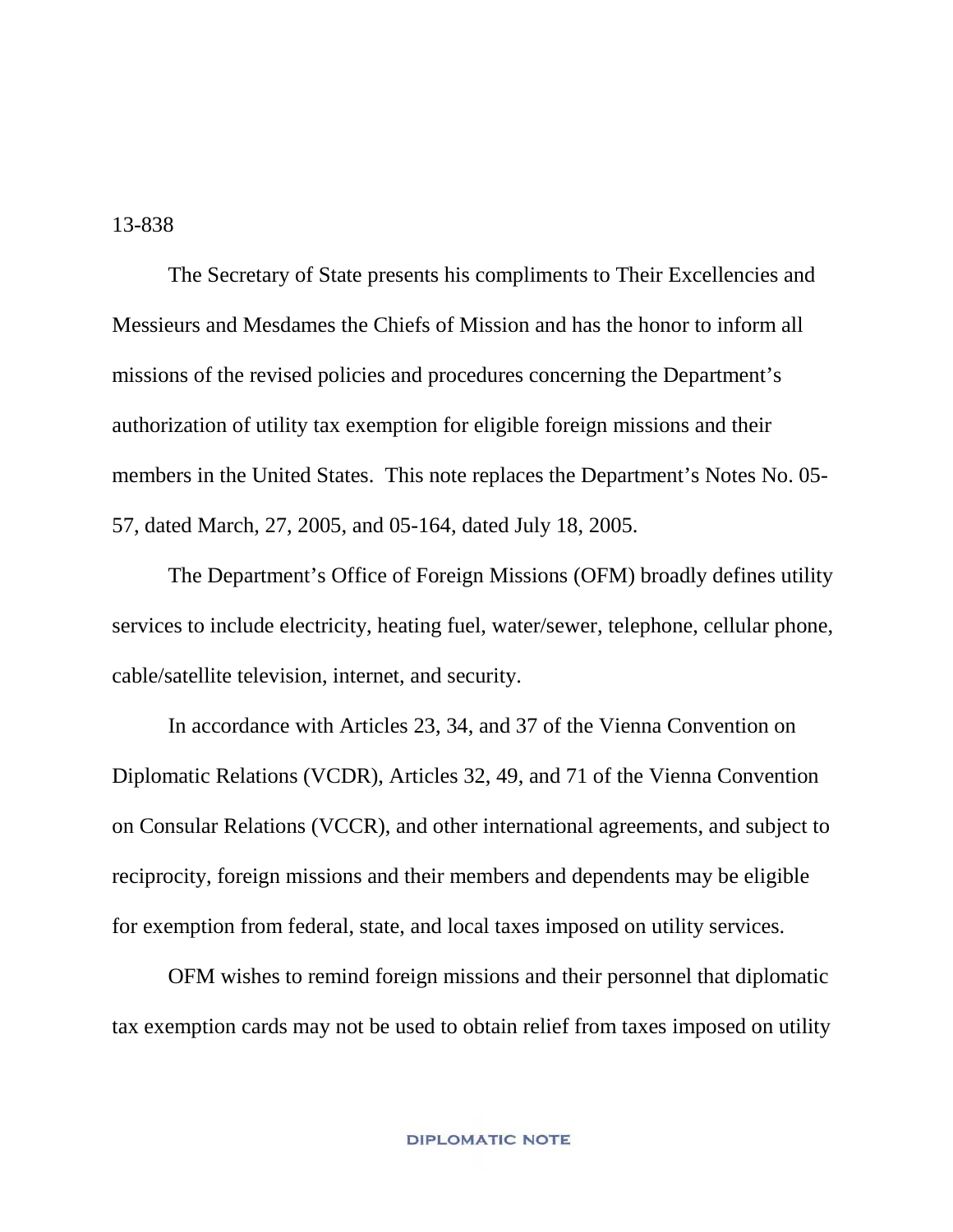13-838

The Secretary of State presents his compliments to Their Excellencies and Messieurs and Mesdames the Chiefs of Mission and has the honor to inform all missions of the revised policies and procedures concerning the Department's authorization of utility tax exemption for eligible foreign missions and their members in the United States. This note replaces the Department's Notes No. 05-57, dated March, 27, 2005, and 05-164, dated July 18, 2005.

The Department's Office of Foreign Missions (OFM) broadly defines utility services to include electricity, heating fuel, water/sewer, telephone, cellular phone, cable/satellite television, internet, and security.

In accordance with Articles 23, 34, and 37 of the Vienna Convention on Diplomatic Relations (VCDR), Articles 32, 49, and 71 of the Vienna Convention on Consular Relations (VCCR), and other international agreements, and subject to reciprocity, foreign missions and their members and dependents may be eligible for exemption from federal, state, and local taxes imposed on utility services.

OFM wishes to remind foreign missions and their personnel that diplomatic tax exemption cards may not be used to obtain relief from taxes imposed on utility

DIPLOMATIC NOTE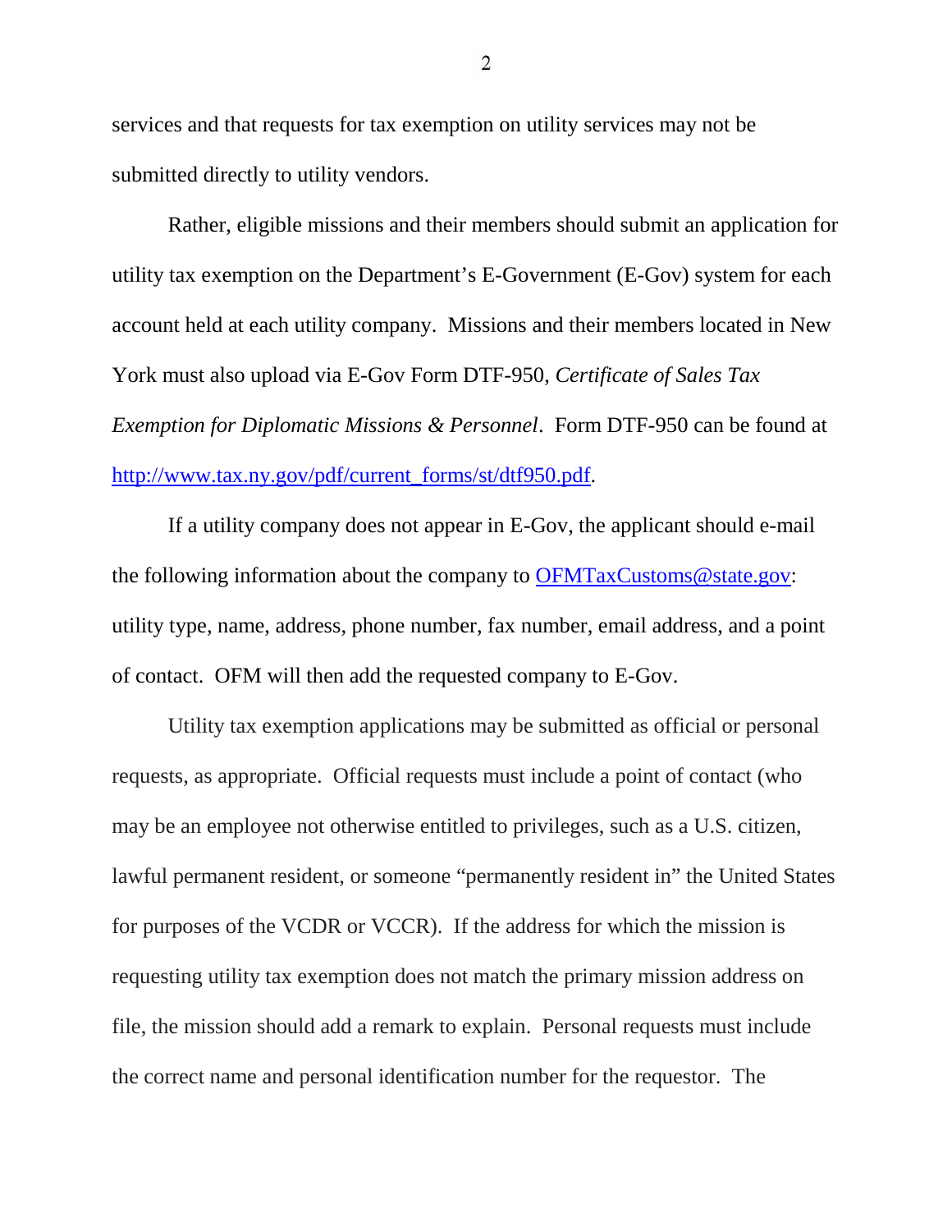services and that requests for tax exemption on utility services may not be submitted directly to utility vendors.

Rather, eligible missions and their members should submit an application for utility tax exemption on the Department's E-Government (E-Gov) system for each account held at each utility company. Missions and their members located in New York must also upload via E-Gov Form DTF-950, *Certificate of Sales Tax Exemption for Diplomatic Missions & Personnel*. Form DTF-950 can be found at [http://www.tax.ny.gov/pdf/current_forms/st/dtf950.pdf](http://www.tax.ny.gov/pdf/current_forms/st/dtf950.pdf).

If a utility company does not appear in E-Gov, the applicant should e-mail the following information about the company to [OFMTaxCustoms@state.gov](mailto:OFMTaxCustoms@state.gov): utility type, name, address, phone number, fax number, email address, and a point of contact. OFM will then add the requested company to E-Gov.

Utility tax exemption applications may be submitted as official or personal requests, as appropriate. Official requests must include a point of contact (who may be an employee not otherwise entitled to privileges, such as a U.S. citizen, lawful permanent resident, or someone "permanently resident in" the United States for purposes of the VCDR or VCCR). If the address for which the mission is requesting utility tax exemption does not match the primary mission address on file, the mission should add a remark to explain. Personal requests must include the correct name and personal identification number for the requestor. The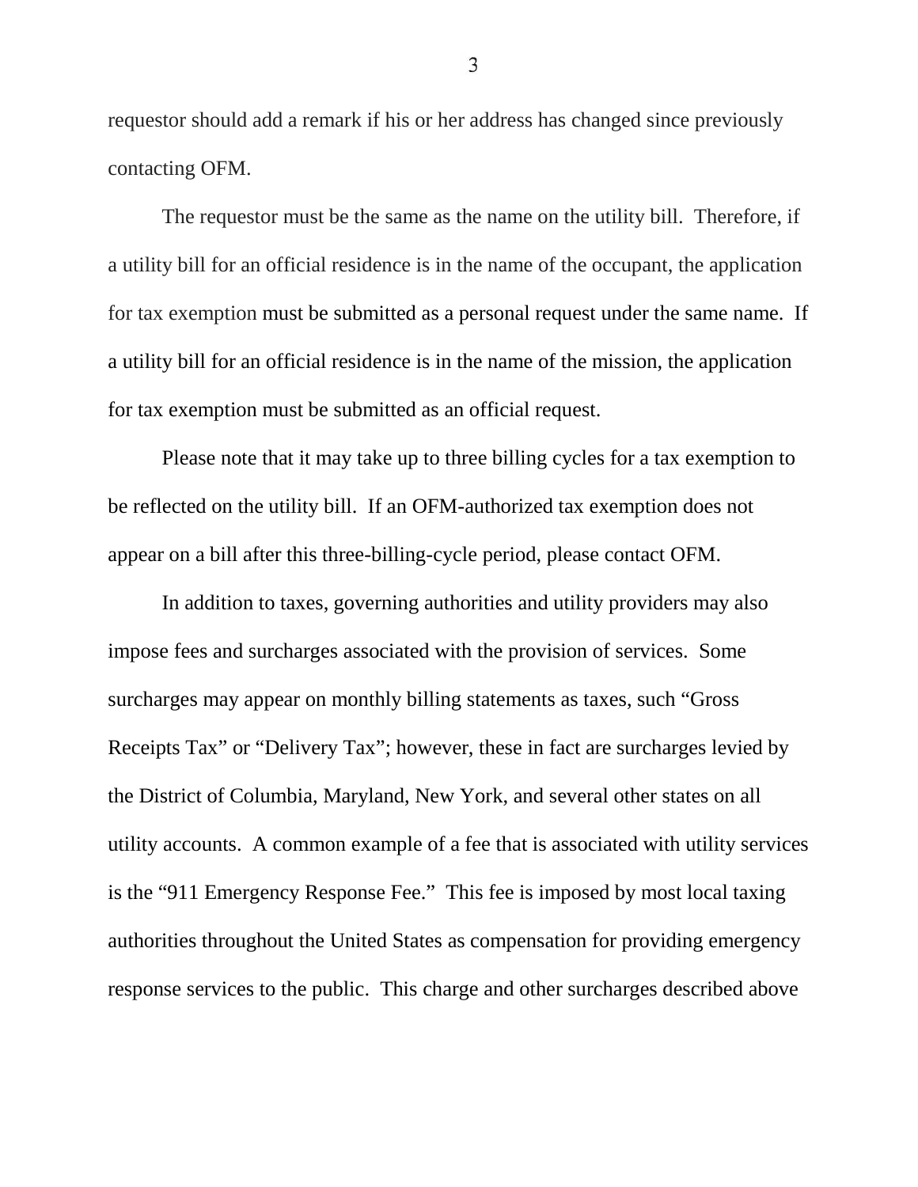requestor should add a remark if his or her address has changed since previously contacting OFM.

The requestor must be the same as the name on the utility bill. Therefore, if a utility bill for an official residence is in the name of the occupant, the application for tax exemption must be submitted as a personal request under the same name. If a utility bill for an official residence is in the name of the mission, the application for tax exemption must be submitted as an official request.

Please note that it may take up to three billing cycles for a tax exemption to be reflected on the utility bill. If an OFM-authorized tax exemption does not appear on a bill after this three-billing-cycle period, please contact OFM.

In addition to taxes, governing authorities and utility providers may also impose fees and surcharges associated with the provision of services. Some surcharges may appear on monthly billing statements as taxes, such "Gross Receipts Tax" or "Delivery Tax"; however, these in fact are surcharges levied by the District of Columbia, Maryland, New York, and several other states on all utility accounts. A common example of a fee that is associated with utility services is the "911 Emergency Response Fee." This fee is imposed by most local taxing authorities throughout the United States as compensation for providing emergency response services to the public. This charge and other surcharges described above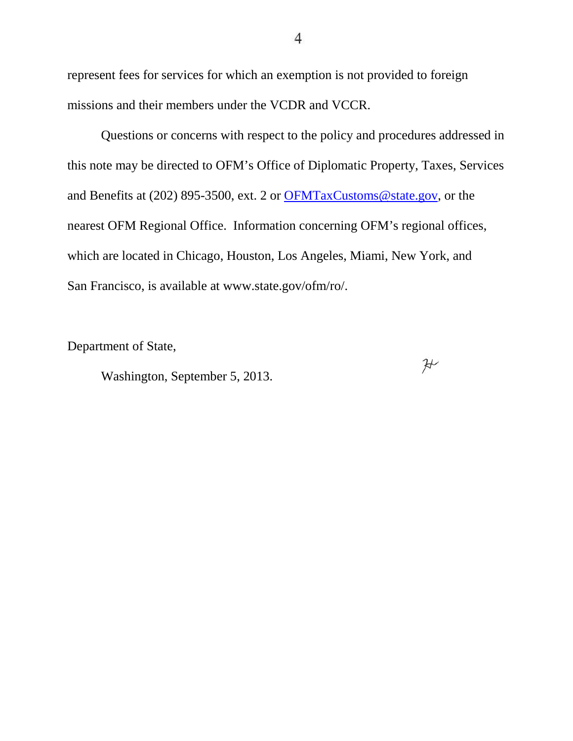represent fees for services for which an exemption is not provided to foreign missions and their members under the VCDR and VCCR.

Questions or concerns with respect to the policy and procedures addressed in this note may be directed to OFM's Office of Diplomatic Property, Taxes, Services and Benefits at (202) 895-3500, ext. 2 or OFMTaxCustoms@state.gov, or the nearest OFM Regional Office. Information concerning OFM's regional offices, which are located in Chicago, Houston, Los Angeles, Miami, New York, and San Francisco, is available at www.state.gov/ofm/ro/.

Department of State,

Washington, September 5, 2013.